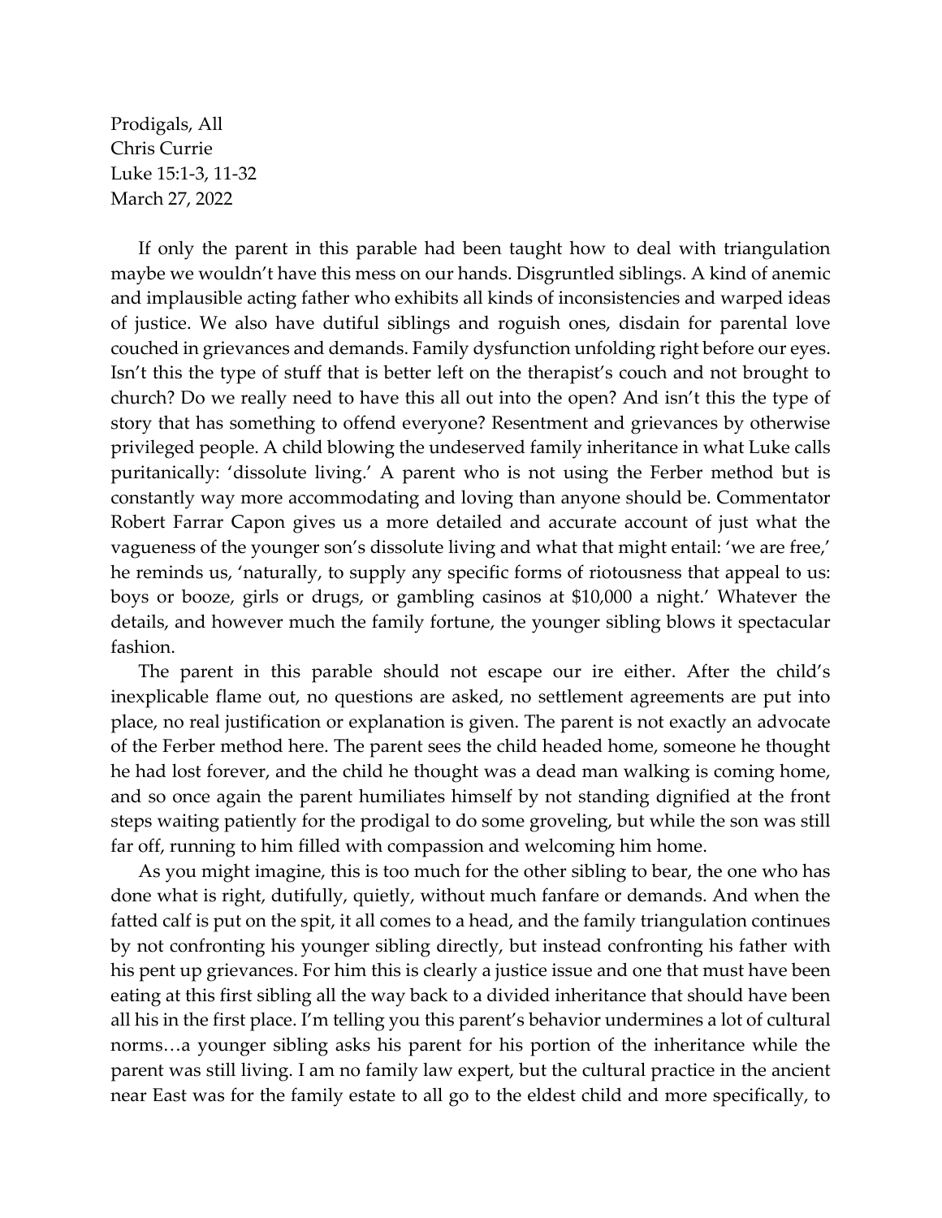Prodigals, All
Chris Currie
Luke 15:1-3, 11-32
March 27, 2022

If only the parent in this parable had been taught how to deal with triangulation maybe we wouldn't have this mess on our hands. Disgruntled siblings. A kind of anemic and implausible acting father who exhibits all kinds of inconsistencies and warped ideas of justice. We also have dutiful siblings and roguish ones, disdain for parental love couched in grievances and demands. Family dysfunction unfolding right before our eyes. Isn't this the type of stuff that is better left on the therapist's couch and not brought to church? Do we really need to have this all out into the open? And isn't this the type of story that has something to offend everyone? Resentment and grievances by otherwise privileged people. A child blowing the undeserved family inheritance in what Luke calls puritanically: 'dissolute living.' A parent who is not using the Ferber method but is constantly way more accommodating and loving than anyone should be. Commentator Robert Farrar Capon gives us a more detailed and accurate account of just what the vagueness of the younger son's dissolute living and what that might entail: 'we are free,' he reminds us, 'naturally, to supply any specific forms of riotousness that appeal to us: boys or booze, girls or drugs, or gambling casinos at $10,000 a night.' Whatever the details, and however much the family fortune, the younger sibling blows it spectacular fashion.

The parent in this parable should not escape our ire either. After the child's inexplicable flame out, no questions are asked, no settlement agreements are put into place, no real justification or explanation is given. The parent is not exactly an advocate of the Ferber method here. The parent sees the child headed home, someone he thought he had lost forever, and the child he thought was a dead man walking is coming home, and so once again the parent humiliates himself by not standing dignified at the front steps waiting patiently for the prodigal to do some groveling, but while the son was still far off, running to him filled with compassion and welcoming him home.

As you might imagine, this is too much for the other sibling to bear, the one who has done what is right, dutifully, quietly, without much fanfare or demands. And when the fatted calf is put on the spit, it all comes to a head, and the family triangulation continues by not confronting his younger sibling directly, but instead confronting his father with his pent up grievances. For him this is clearly a justice issue and one that must have been eating at this first sibling all the way back to a divided inheritance that should have been all his in the first place. I'm telling you this parent's behavior undermines a lot of cultural norms…a younger sibling asks his parent for his portion of the inheritance while the parent was still living. I am no family law expert, but the cultural practice in the ancient near East was for the family estate to all go to the eldest child and more specifically, to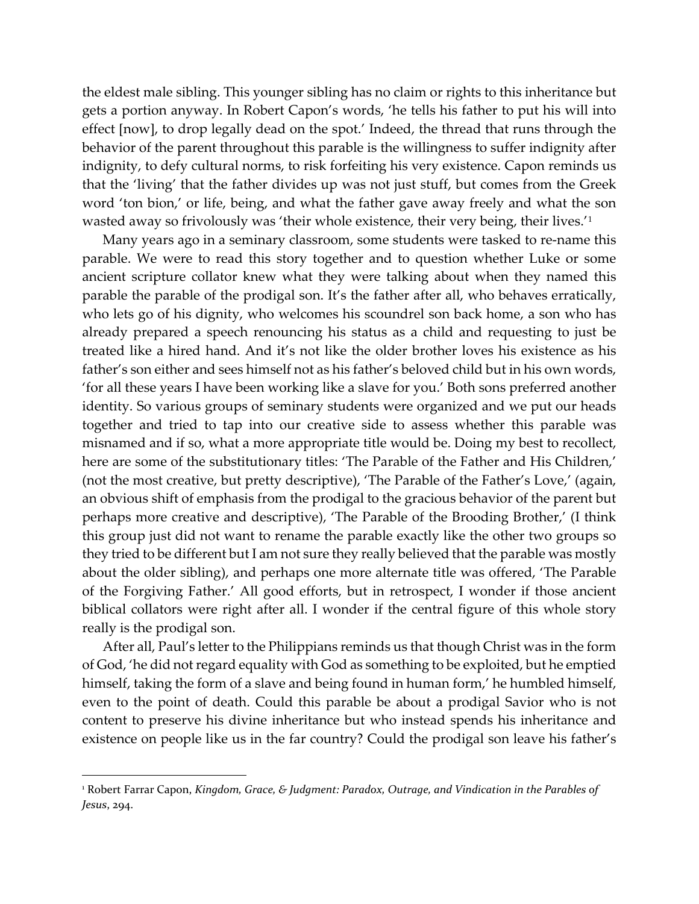the eldest male sibling. This younger sibling has no claim or rights to this inheritance but gets a portion anyway. In Robert Capon's words, 'he tells his father to put his will into effect [now], to drop legally dead on the spot.' Indeed, the thread that runs through the behavior of the parent throughout this parable is the willingness to suffer indignity after indignity, to defy cultural norms, to risk forfeiting his very existence. Capon reminds us that the 'living' that the father divides up was not just stuff, but comes from the Greek word 'ton bion,' or life, being, and what the father gave away freely and what the son wasted away so frivolously was 'their whole existence, their very being, their lives.'[1]

Many years ago in a seminary classroom, some students were tasked to re-name this parable. We were to read this story together and to question whether Luke or some ancient scripture collator knew what they were talking about when they named this parable the parable of the prodigal son. It's the father after all, who behaves erratically, who lets go of his dignity, who welcomes his scoundrel son back home, a son who has already prepared a speech renouncing his status as a child and requesting to just be treated like a hired hand. And it's not like the older brother loves his existence as his father's son either and sees himself not as his father's beloved child but in his own words, 'for all these years I have been working like a slave for you.' Both sons preferred another identity. So various groups of seminary students were organized and we put our heads together and tried to tap into our creative side to assess whether this parable was misnamed and if so, what a more appropriate title would be. Doing my best to recollect, here are some of the substitutionary titles: 'The Parable of the Father and His Children,' (not the most creative, but pretty descriptive), 'The Parable of the Father's Love,' (again, an obvious shift of emphasis from the prodigal to the gracious behavior of the parent but perhaps more creative and descriptive), 'The Parable of the Brooding Brother,' (I think this group just did not want to rename the parable exactly like the other two groups so they tried to be different but I am not sure they really believed that the parable was mostly about the older sibling), and perhaps one more alternate title was offered, 'The Parable of the Forgiving Father.' All good efforts, but in retrospect, I wonder if those ancient biblical collators were right after all. I wonder if the central figure of this whole story really is the prodigal son.

After all, Paul's letter to the Philippians reminds us that though Christ was in the form of God, 'he did not regard equality with God as something to be exploited, but he emptied himself, taking the form of a slave and being found in human form,' he humbled himself, even to the point of death. Could this parable be about a prodigal Savior who is not content to preserve his divine inheritance but who instead spends his inheritance and existence on people like us in the far country? Could the prodigal son leave his father's

---

[1] Robert Farrar Capon, *Kingdom, Grace, & Judgment: Paradox, Outrage, and Vindication in the Parables of Jesus*, 294.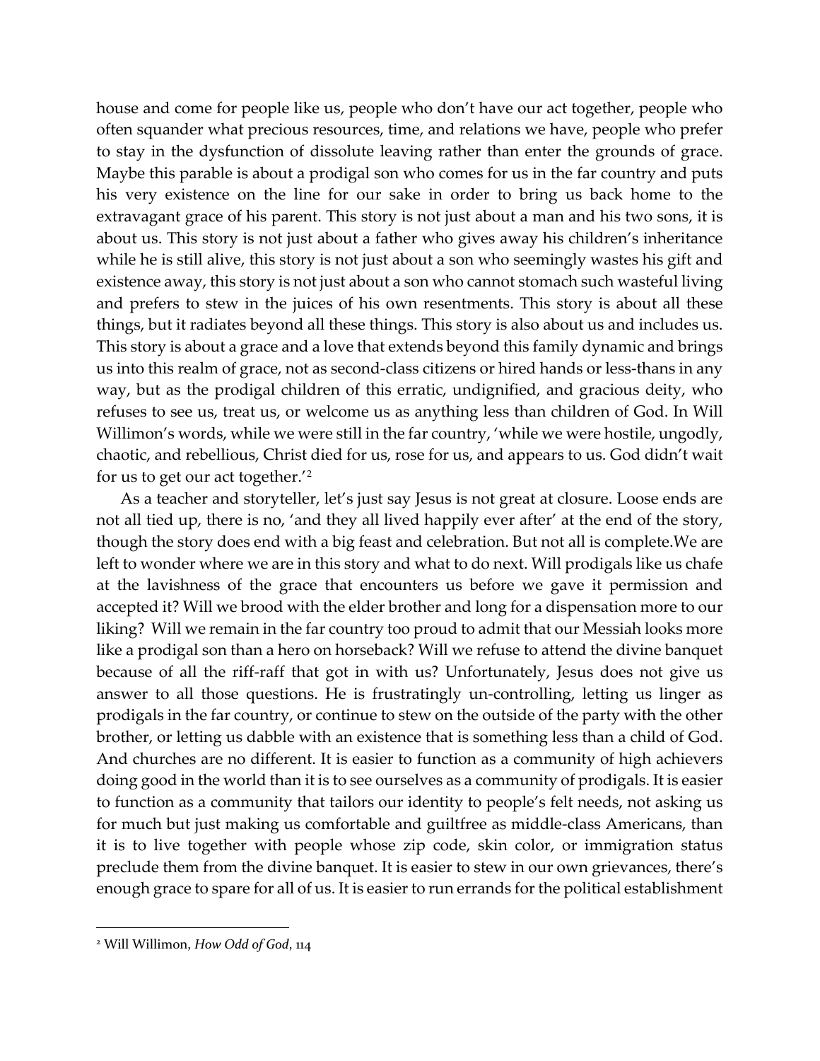house and come for people like us, people who don't have our act together, people who often squander what precious resources, time, and relations we have, people who prefer to stay in the dysfunction of dissolute leaving rather than enter the grounds of grace. Maybe this parable is about a prodigal son who comes for us in the far country and puts his very existence on the line for our sake in order to bring us back home to the extravagant grace of his parent. This story is not just about a man and his two sons, it is about us. This story is not just about a father who gives away his children's inheritance while he is still alive, this story is not just about a son who seemingly wastes his gift and existence away, this story is not just about a son who cannot stomach such wasteful living and prefers to stew in the juices of his own resentments. This story is about all these things, but it radiates beyond all these things. This story is also about us and includes us. This story is about a grace and a love that extends beyond this family dynamic and brings us into this realm of grace, not as second-class citizens or hired hands or less-thans in any way, but as the prodigal children of this erratic, undignified, and gracious deity, who refuses to see us, treat us, or welcome us as anything less than children of God. In Will Willimon's words, while we were still in the far country, 'while we were hostile, ungodly, chaotic, and rebellious, Christ died for us, rose for us, and appears to us. God didn't wait for us to get our act together.'[2]

As a teacher and storyteller, let's just say Jesus is not great at closure. Loose ends are not all tied up, there is no, 'and they all lived happily ever after' at the end of the story, though the story does end with a big feast and celebration. But not all is complete.We are left to wonder where we are in this story and what to do next. Will prodigals like us chafe at the lavishness of the grace that encounters us before we gave it permission and accepted it? Will we brood with the elder brother and long for a dispensation more to our liking? Will we remain in the far country too proud to admit that our Messiah looks more like a prodigal son than a hero on horseback? Will we refuse to attend the divine banquet because of all the riff-raff that got in with us? Unfortunately, Jesus does not give us answer to all those questions. He is frustratingly un-controlling, letting us linger as prodigals in the far country, or continue to stew on the outside of the party with the other brother, or letting us dabble with an existence that is something less than a child of God. And churches are no different. It is easier to function as a community of high achievers doing good in the world than it is to see ourselves as a community of prodigals. It is easier to function as a community that tailors our identity to people's felt needs, not asking us for much but just making us comfortable and guiltfree as middle-class Americans, than it is to live together with people whose zip code, skin color, or immigration status preclude them from the divine banquet. It is easier to stew in our own grievances, there's enough grace to spare for all of us. It is easier to run errands for the political establishment

[2] Will Willimon, *How Odd of God*, 114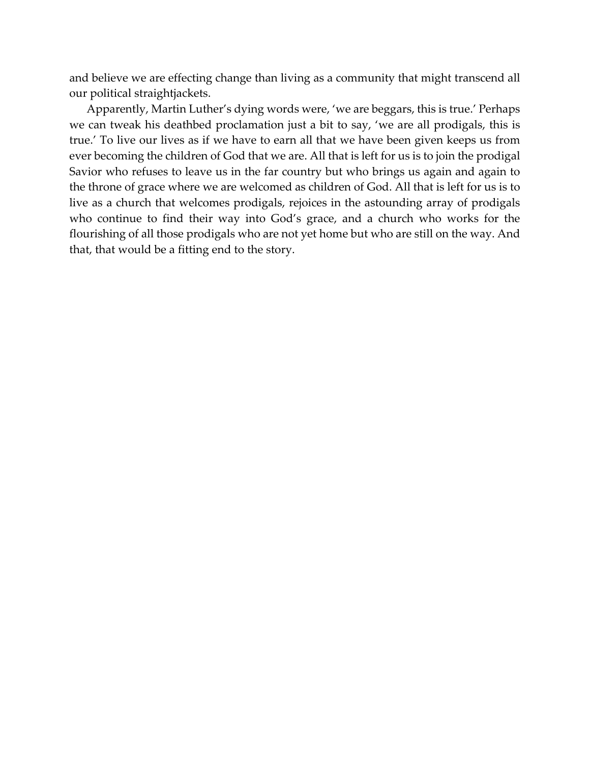and believe we are effecting change than living as a community that might transcend all our political straightjackets.

Apparently, Martin Luther's dying words were, 'we are beggars, this is true.' Perhaps we can tweak his deathbed proclamation just a bit to say, 'we are all prodigals, this is true.' To live our lives as if we have to earn all that we have been given keeps us from ever becoming the children of God that we are. All that is left for us is to join the prodigal Savior who refuses to leave us in the far country but who brings us again and again to the throne of grace where we are welcomed as children of God. All that is left for us is to live as a church that welcomes prodigals, rejoices in the astounding array of prodigals who continue to find their way into God's grace, and a church who works for the flourishing of all those prodigals who are not yet home but who are still on the way. And that, that would be a fitting end to the story.